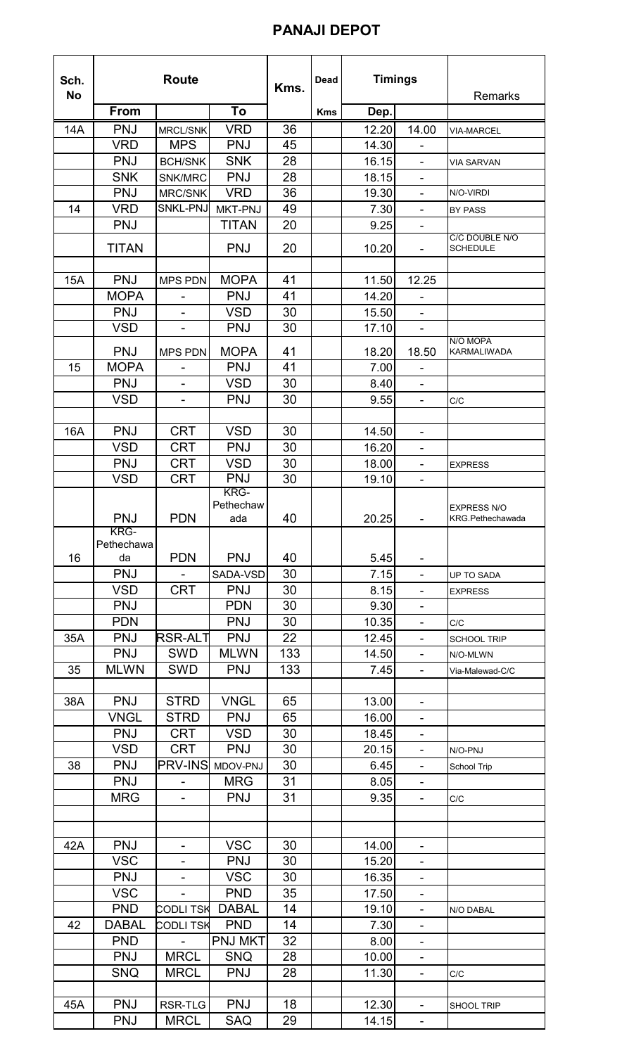# PANAJI DEPOT

| Sch. No | Route | | | Kms. | Dead | Timings | | Remarks |
|---|---|---|---|---|---|---|---|---|
| | From | | To | | Kms | Dep. | | |
| 14A | PNJ | MRCL/SNK | VRD | 36 | | 12.20 | 14.00 | VIA-MARCEL |
| | VRD | MPS | PNJ | 45 | | 14.30 | - | |
| | PNJ | BCH/SNK | SNK | 28 | | 16.15 | - | VIA SARVAN |
| | SNK | SNK/MRC | PNJ | 28 | | 18.15 | - | |
| | PNJ | MRC/SNK | VRD | 36 | | 19.30 | - | N/O-VIRDI |
| 14 | VRD | SNKL-PNJ | MKT-PNJ | 49 | | 7.30 | - | BY PASS |
| | PNJ | | TITAN | 20 | | 9.25 | - | |
| | TITAN | | PNJ | 20 | | 10.20 | - | C/C DOUBLE N/O SCHEDULE |
| | | | | | | | | |
| 15A | PNJ | MPS PDN | MOPA | 41 | | 11.50 | 12.25 | |
| | MOPA | - | PNJ | 41 | | 14.20 | - | |
| | PNJ | - | VSD | 30 | | 15.50 | - | |
| | VSD | - | PNJ | 30 | | 17.10 | - | |
| | PNJ | MPS PDN | MOPA | 41 | | 18.20 | 18.50 | N/O MOPA KARMALIWADA |
| 15 | MOPA | - | PNJ | 41 | | 7.00 | - | |
| | PNJ | - | VSD | 30 | | 8.40 | - | |
| | VSD | - | PNJ | 30 | | 9.55 | - | C/C |
| | | | | | | | | |
| 16A | PNJ | CRT | VSD | 30 | | 14.50 | - | |
| | VSD | CRT | PNJ | 30 | | 16.20 | - | |
| | PNJ | CRT | VSD | 30 | | 18.00 | - | EXPRESS |
| | VSD | CRT | PNJ | 30 | | 19.10 | - | |
| | PNJ | PDN | KRG-Pethechawada | 40 | | 20.25 | - | EXPRESS N/O KRG.Pethechawada |
| 16 | KRG-Pethechawada | PDN | PNJ | 40 | | 5.45 | - | |
| | PNJ | - | SADA-VSD | 30 | | 7.15 | - | UP TO SADA |
| | VSD | CRT | PNJ | 30 | | 8.15 | - | EXPRESS |
| | PNJ | | PDN | 30 | | 9.30 | - | |
| | PDN | | PNJ | 30 | | 10.35 | - | C/C |
| 35A | PNJ | RSR-ALT | PNJ | 22 | | 12.45 | - | SCHOOL TRIP |
| | PNJ | SWD | MLWN | 133 | | 14.50 | - | N/O-MLWN |
| 35 | MLWN | SWD | PNJ | 133 | | 7.45 | - | Via-Malewad-C/C |
| | | | | | | | | |
| 38A | PNJ | STRD | VNGL | 65 | | 13.00 | - | |
| | VNGL | STRD | PNJ | 65 | | 16.00 | - | |
| | PNJ | CRT | VSD | 30 | | 18.45 | - | |
| | VSD | CRT | PNJ | 30 | | 20.15 | - | N/O-PNJ |
| 38 | PNJ | PRV-INS | MDOV-PNJ | 30 | | 6.45 | - | School Trip |
| | PNJ | - | MRG | 31 | | 8.05 | - | |
| | MRG | - | PNJ | 31 | | 9.35 | - | C/C |
| | | | | | | | | |
| | | | | | | | | |
| 42A | PNJ | - | VSC | 30 | | 14.00 | - | |
| | VSC | - | PNJ | 30 | | 15.20 | - | |
| | PNJ | - | VSC | 30 | | 16.35 | - | |
| | VSC | - | PND | 35 | | 17.50 | - | |
| | PND | CODLI TSK | DABAL | 14 | | 19.10 | - | N/O DABAL |
| 42 | DABAL | CODLI TSK | PND | 14 | | 7.30 | - | |
| | PND | - | PNJ MKT | 32 | | 8.00 | - | |
| | PNJ | MRCL | SNQ | 28 | | 10.00 | - | |
| | SNQ | MRCL | PNJ | 28 | | 11.30 | - | C/C |
| | | | | | | | | |
| 45A | PNJ | RSR-TLG | PNJ | 18 | | 12.30 | - | SHOOL TRIP |
| | PNJ | MRCL | SAQ | 29 | | 14.15 | - | |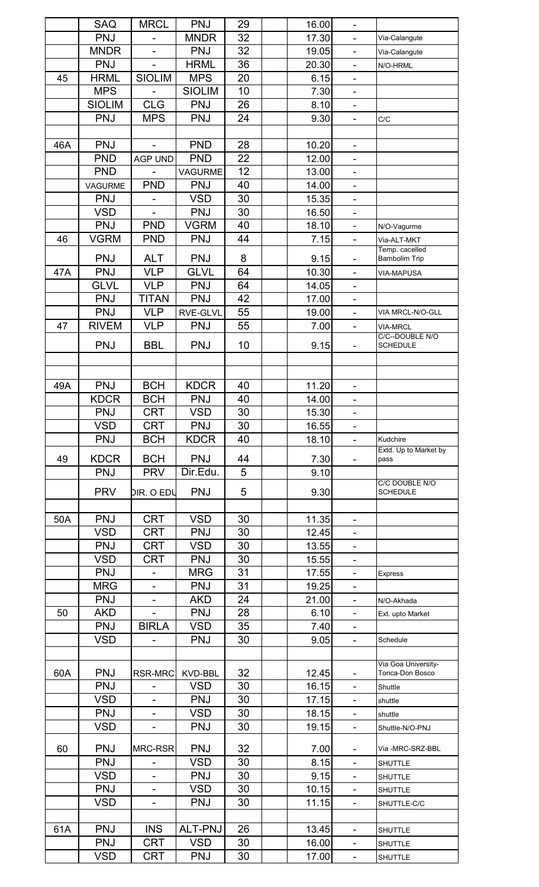| | | | | | | | | |
|---|---|---|---|---|---|---|---|---|
| | SAQ | MRCL | PNJ | 29 | | 16.00 | - | |
| | PNJ | - | MNDR | 32 | | 17.30 | - | Via-Calangute |
| | MNDR | - | PNJ | 32 | | 19.05 | - | Via-Calangute |
| | PNJ | - | HRML | 36 | | 20.30 | - | N/O-HRML |
| 45 | HRML | SIOLIM | MPS | 20 | | 6.15 | - | |
| | MPS | - | SIOLIM | 10 | | 7.30 | - | |
| | SIOLIM | CLG | PNJ | 26 | | 8.10 | - | |
| | PNJ | MPS | PNJ | 24 | | 9.30 | - | C/C |
| | | | | | | | | |
| 46A | PNJ | - | PND | 28 | | 10.20 | - | |
| | PND | AGP UND | PND | 22 | | 12.00 | - | |
| | PND | - | VAGURME | 12 | | 13.00 | - | |
| | VAGURME | PND | PNJ | 40 | | 14.00 | - | |
| | PNJ | - | VSD | 30 | | 15.35 | - | |
| | VSD | - | PNJ | 30 | | 16.50 | - | |
| | PNJ | PND | VGRM | 40 | | 18.10 | - | N/O-Vagurme |
| 46 | VGRM | PND | PNJ | 44 | | 7.15 | - | Via-ALT-MKT |
| | PNJ | ALT | PNJ | 8 | | 9.15 | - | Temp. cacelled Bambolim Trip |
| 47A | PNJ | VLP | GLVL | 64 | | 10.30 | - | VIA-MAPUSA |
| | GLVL | VLP | PNJ | 64 | | 14.05 | - | |
| | PNJ | TITAN | PNJ | 42 | | 17.00 | - | |
| | PNJ | VLP | RVE-GLVL | 55 | | 19.00 | - | VIA MRCL-N/O-GLL |
| 47 | RIVEM | VLP | PNJ | 55 | | 7.00 | - | VIA-MRCL |
| | PNJ | BBL | PNJ | 10 | | 9.15 | - | C/C--DOUBLE N/O SCHEDULE |
| | | | | | | | | |
| | | | | | | | | |
| 49A | PNJ | BCH | KDCR | 40 | | 11.20 | - | |
| | KDCR | BCH | PNJ | 40 | | 14.00 | - | |
| | PNJ | CRT | VSD | 30 | | 15.30 | - | |
| | VSD | CRT | PNJ | 30 | | 16.55 | - | |
| | PNJ | BCH | KDCR | 40 | | 18.10 | - | Kudchire |
| 49 | KDCR | BCH | PNJ | 44 | | 7.30 | - | Extd. Up to Market by pass |
| | PNJ | PRV | Dir.Edu. | 5 | | 9.10 | | |
| | PRV | DIR. O EDU | PNJ | 5 | | 9.30 | | C/C DOUBLE N/O SCHEDULE |
| | | | | | | | | |
| 50A | PNJ | CRT | VSD | 30 | | 11.35 | - | |
| | VSD | CRT | PNJ | 30 | | 12.45 | - | |
| | PNJ | CRT | VSD | 30 | | 13.55 | - | |
| | VSD | CRT | PNJ | 30 | | 15.55 | - | |
| | PNJ | - | MRG | 31 | | 17.55 | - | Express |
| | MRG | - | PNJ | 31 | | 19.25 | - | |
| | PNJ | - | AKD | 24 | | 21.00 | - | N/O-Akhada |
| 50 | AKD | - | PNJ | 28 | | 6.10 | - | Ext. upto Market |
| | PNJ | BIRLA | VSD | 35 | | 7.40 | - | |
| | VSD | - | PNJ | 30 | | 9.05 | - | Schedule |
| | | | | | | | | |
| 60A | PNJ | RSR-MRC | KVD-BBL | 32 | | 12.45 | - | Via Goa University-Tonca-Don Bosco |
| | PNJ | - | VSD | 30 | | 16.15 | - | Shuttle |
| | VSD | - | PNJ | 30 | | 17.15 | - | shuttle |
| | PNJ | - | VSD | 30 | | 18.15 | - | shuttle |
| | VSD | - | PNJ | 30 | | 19.15 | - | Shuttle-N/O-PNJ |
| 60 | PNJ | MRC-RSR | PNJ | 32 | | 7.00 | - | Via -MRC-SRZ-BBL |
| | PNJ | - | VSD | 30 | | 8.15 | - | SHUTTLE |
| | VSD | - | PNJ | 30 | | 9.15 | - | SHUTTLE |
| | PNJ | - | VSD | 30 | | 10.15 | - | SHUTTLE |
| | VSD | - | PNJ | 30 | | 11.15 | - | SHUTTLE-C/C |
| | | | | | | | | |
| 61A | PNJ | INS | ALT-PNJ | 26 | | 13.45 | - | SHUTTLE |
| | PNJ | CRT | VSD | 30 | | 16.00 | - | SHUTTLE |
| | VSD | CRT | PNJ | 30 | | 17.00 | - | SHUTTLE |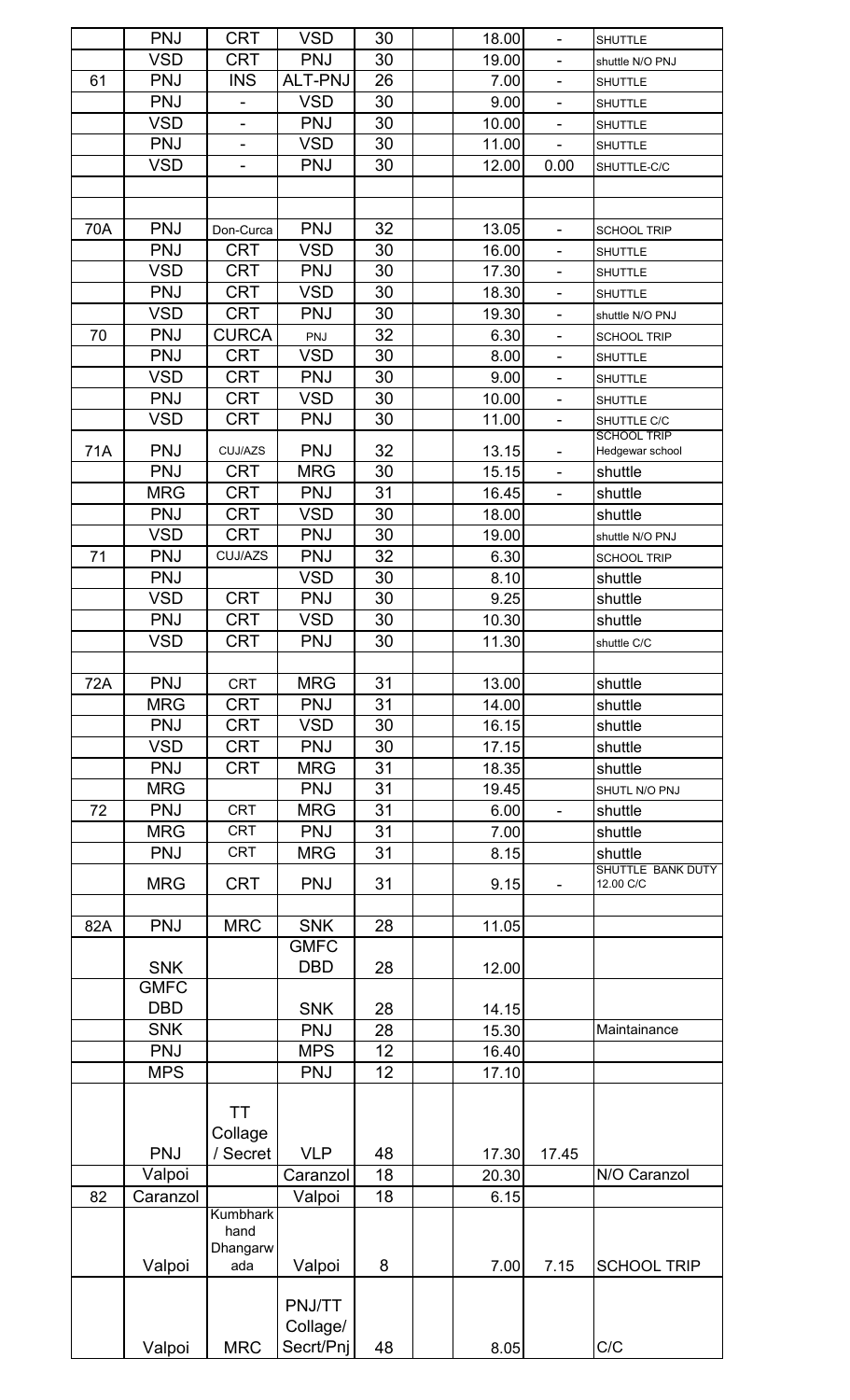| | | | | | | | | |
|---|---|---|---|---|---|---|---|---|
| | PNJ | CRT | VSD | 30 | | 18.00 | - | SHUTTLE |
| | VSD | CRT | PNJ | 30 | | 19.00 | - | shuttle N/O PNJ |
| 61 | PNJ | INS | ALT-PNJ | 26 | | 7.00 | - | SHUTTLE |
| | PNJ | - | VSD | 30 | | 9.00 | - | SHUTTLE |
| | VSD | - | PNJ | 30 | | 10.00 | - | SHUTTLE |
| | PNJ | - | VSD | 30 | | 11.00 | - | SHUTTLE |
| | VSD | - | PNJ | 30 | | 12.00 | 0.00 | SHUTTLE-C/C |
| | | | | | | | | |
| | | | | | | | | |
| 70A | PNJ | Don-Curca | PNJ | 32 | | 13.05 | - | SCHOOL TRIP |
| | PNJ | CRT | VSD | 30 | | 16.00 | - | SHUTTLE |
| | VSD | CRT | PNJ | 30 | | 17.30 | - | SHUTTLE |
| | PNJ | CRT | VSD | 30 | | 18.30 | - | SHUTTLE |
| | VSD | CRT | PNJ | 30 | | 19.30 | - | shuttle N/O PNJ |
| 70 | PNJ | CURCA | PNJ | 32 | | 6.30 | - | SCHOOL TRIP |
| | PNJ | CRT | VSD | 30 | | 8.00 | - | SHUTTLE |
| | VSD | CRT | PNJ | 30 | | 9.00 | - | SHUTTLE |
| | PNJ | CRT | VSD | 30 | | 10.00 | - | SHUTTLE |
| | VSD | CRT | PNJ | 30 | | 11.00 | - | SHUTTLE C/C |
| 71A | PNJ | CUJ/AZS | PNJ | 32 | | 13.15 | - | SCHOOL TRIP Hedgewar school |
| | PNJ | CRT | MRG | 30 | | 15.15 | - | shuttle |
| | MRG | CRT | PNJ | 31 | | 16.45 | - | shuttle |
| | PNJ | CRT | VSD | 30 | | 18.00 | | shuttle |
| | VSD | CRT | PNJ | 30 | | 19.00 | | shuttle N/O PNJ |
| 71 | PNJ | CUJ/AZS | PNJ | 32 | | 6.30 | | SCHOOL TRIP |
| | PNJ | | VSD | 30 | | 8.10 | | shuttle |
| | VSD | CRT | PNJ | 30 | | 9.25 | | shuttle |
| | PNJ | CRT | VSD | 30 | | 10.30 | | shuttle |
| | VSD | CRT | PNJ | 30 | | 11.30 | | shuttle C/C |
| | | | | | | | | |
| 72A | PNJ | CRT | MRG | 31 | | 13.00 | | shuttle |
| | MRG | CRT | PNJ | 31 | | 14.00 | | shuttle |
| | PNJ | CRT | VSD | 30 | | 16.15 | | shuttle |
| | VSD | CRT | PNJ | 30 | | 17.15 | | shuttle |
| | PNJ | CRT | MRG | 31 | | 18.35 | | shuttle |
| | MRG | | PNJ | 31 | | 19.45 | | SHUTL N/O PNJ |
| 72 | PNJ | CRT | MRG | 31 | | 6.00 | - | shuttle |
| | MRG | CRT | PNJ | 31 | | 7.00 | | shuttle |
| | PNJ | CRT | MRG | 31 | | 8.15 | | shuttle |
| | MRG | CRT | PNJ | 31 | | 9.15 | - | SHUTTLE BANK DUTY 12.00 C/C |
| | | | | | | | | |
| 82A | PNJ | MRC | SNK | 28 | | 11.05 | | |
| | SNK | | GMFC DBD | 28 | | 12.00 | | |
| | GMFC DBD | | SNK | 28 | | 14.15 | | |
| | SNK | | PNJ | 28 | | 15.30 | | Maintainance |
| | PNJ | | MPS | 12 | | 16.40 | | |
| | MPS | | PNJ | 12 | | 17.10 | | |
| | PNJ | TT Collage / Secret | VLP | 48 | | 17.30 | 17.45 | |
| | Valpoi | | Caranzol | 18 | | 20.30 | | N/O Caranzol |
| 82 | Caranzol | | Valpoi | 18 | | 6.15 | | |
| | Valpoi | Kumbharkhand Dhangarwada | Valpoi | 8 | | 7.00 | 7.15 | SCHOOL TRIP |
| | Valpoi | MRC | PNJ/TT Collage/ Secrt/Pnj | 48 | | 8.05 | | C/C |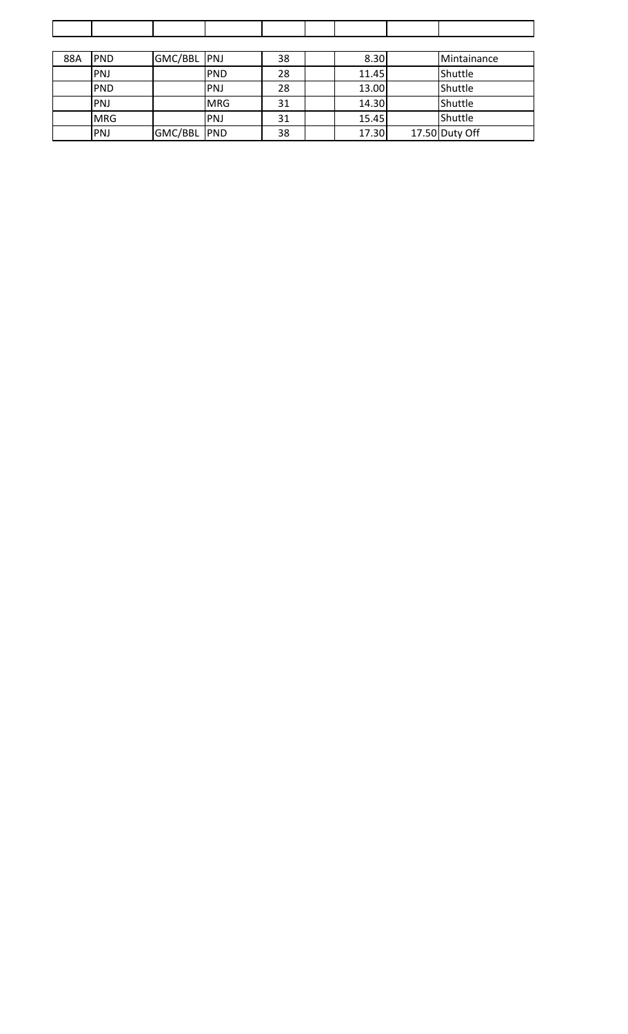| | | | | | | | | |
|---|---|---|---|---|---|---|---|---|
| 88A | PND | GMC/BBL | PNJ | 38 | | 8.30 | | Mintainance |
| | PNJ | | PND | 28 | | 11.45 | | Shuttle |
| | PND | | PNJ | 28 | | 13.00 | | Shuttle |
| | PNJ | | MRG | 31 | | 14.30 | | Shuttle |
| | MRG | | PNJ | 31 | | 15.45 | | Shuttle |
| | PNJ | GMC/BBL | PND | 38 | | 17.30 | 17.50 | Duty Off |